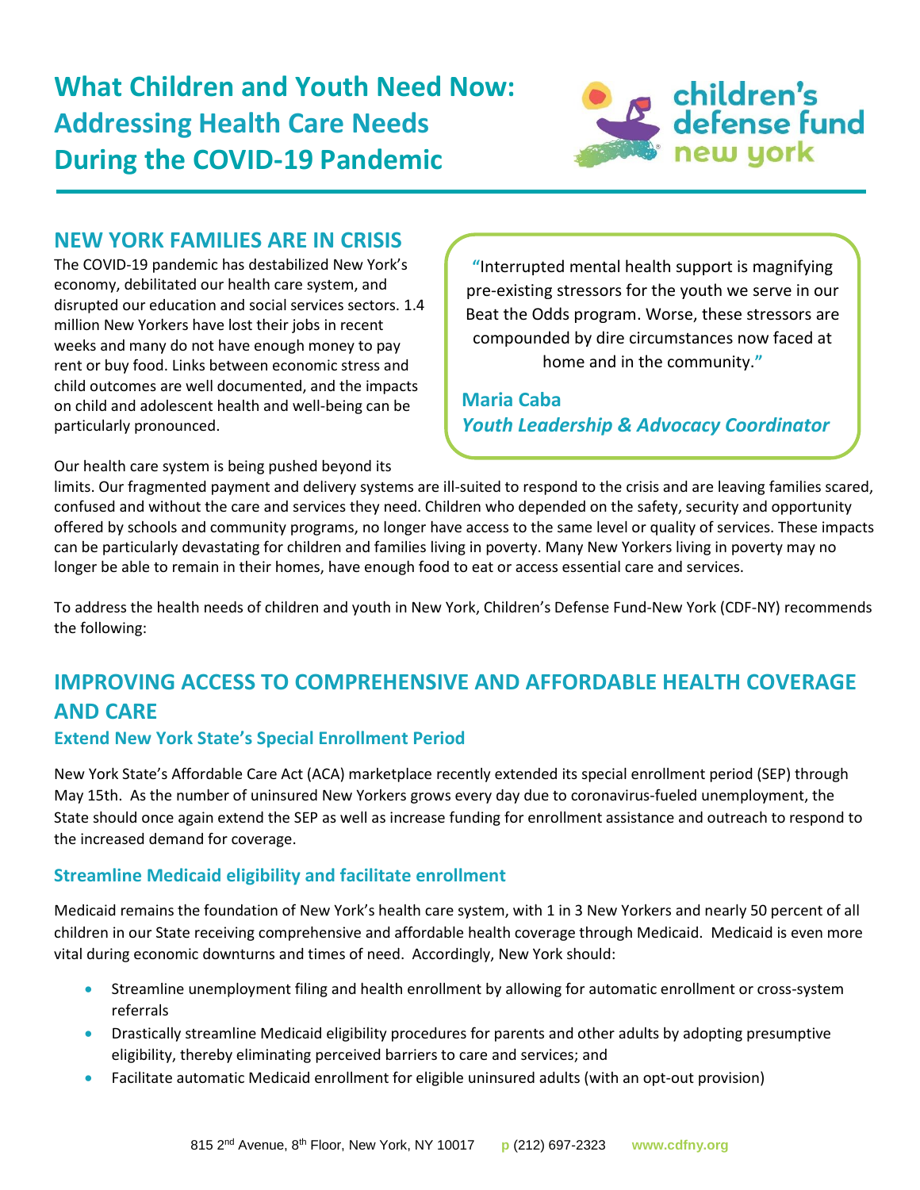# What Children and Youth Need Now: Addressing Health Care Needs During the COVID-19 Pandemic

## NEW YORK FAMILIES ARE IN CRISIS

The COVID-19 pandemic has destabilized New York's economy, debilitated our health care system, and disrupted our education and social services sectors. 1.4 million New Yorkers have lost their jobs in recent weeks and many do not have enough money to pay rent or buy food. Links between economic stress and child outcomes are well documented, and the impacts on child and adolescent health and well-being can be particularly pronounced.

> "Interrupted mental health support is magnifying pre-existing stressors for the youth we serve in our Beat the Odds program. Worse, these stressors are compounded by dire circumstances now faced at home and in the community."
>
> **Maria Caba**
> ***Youth Leadership & Advocacy Coordinator***

Our health care system is being pushed beyond its limits. Our fragmented payment and delivery systems are ill-suited to respond to the crisis and are leaving families scared, confused and without the care and services they need. Children who depended on the safety, security and opportunity offered by schools and community programs, no longer have access to the same level or quality of services. These impacts can be particularly devastating for children and families living in poverty. Many New Yorkers living in poverty may no longer be able to remain in their homes, have enough food to eat or access essential care and services.

To address the health needs of children and youth in New York, Children's Defense Fund-New York (CDF-NY) recommends the following:

## IMPROVING ACCESS TO COMPREHENSIVE AND AFFORDABLE HEALTH COVERAGE AND CARE

### Extend New York State's Special Enrollment Period

New York State's Affordable Care Act (ACA) marketplace recently extended its special enrollment period (SEP) through May 15th. As the number of uninsured New Yorkers grows every day due to coronavirus-fueled unemployment, the State should once again extend the SEP as well as increase funding for enrollment assistance and outreach to respond to the increased demand for coverage.

### Streamline Medicaid eligibility and facilitate enrollment

Medicaid remains the foundation of New York's health care system, with 1 in 3 New Yorkers and nearly 50 percent of all children in our State receiving comprehensive and affordable health coverage through Medicaid. Medicaid is even more vital during economic downturns and times of need. Accordingly, New York should:

- Streamline unemployment filing and health enrollment by allowing for automatic enrollment or cross-system referrals
- Drastically streamline Medicaid eligibility procedures for parents and other adults by adopting presumptive eligibility, thereby eliminating perceived barriers to care and services; and
- Facilitate automatic Medicaid enrollment for eligible uninsured adults (with an opt-out provision)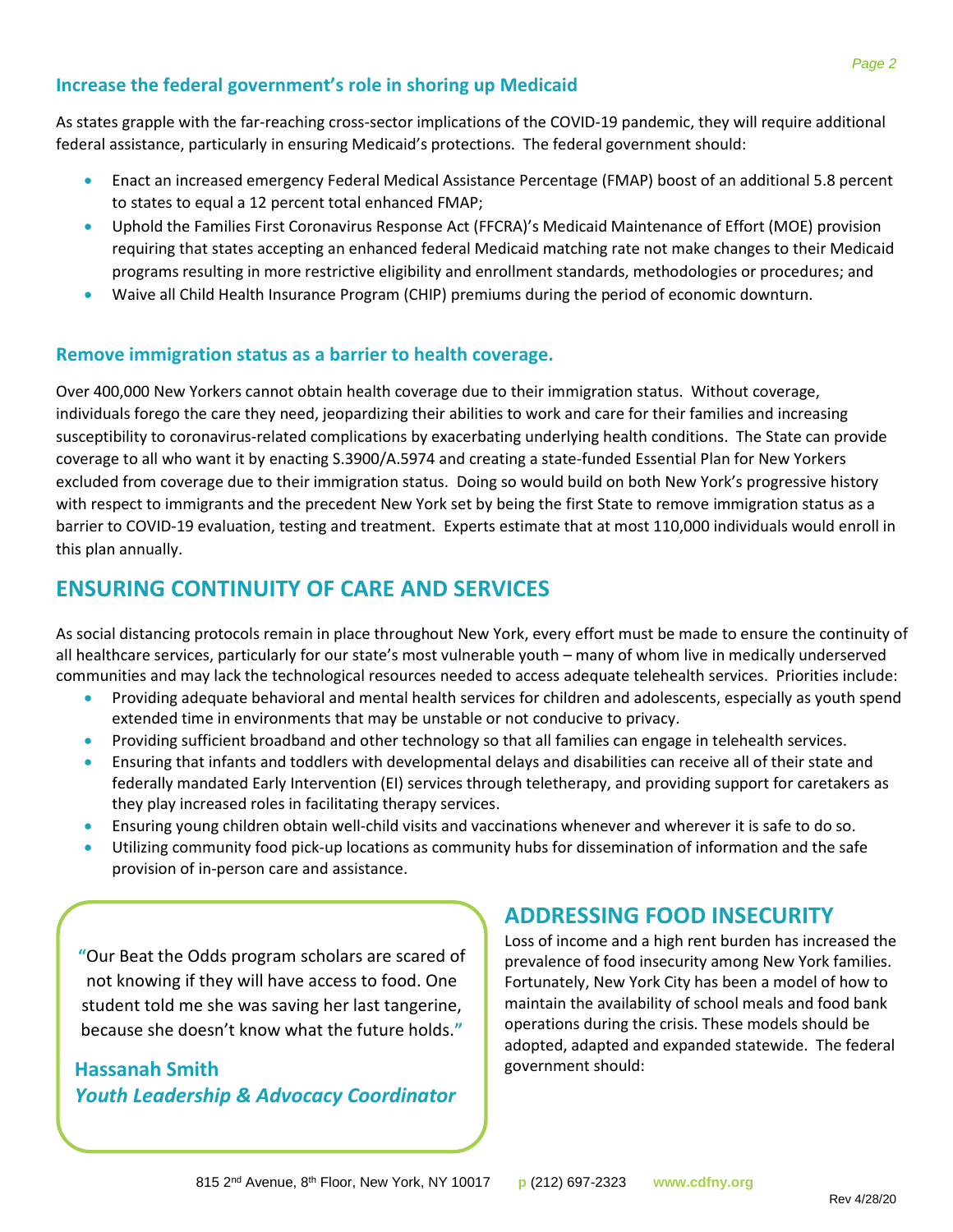### Increase the federal government's role in shoring up Medicaid

As states grapple with the far-reaching cross-sector implications of the COVID-19 pandemic, they will require additional federal assistance, particularly in ensuring Medicaid's protections. The federal government should:

- Enact an increased emergency Federal Medical Assistance Percentage (FMAP) boost of an additional 5.8 percent to states to equal a 12 percent total enhanced FMAP;
- Uphold the Families First Coronavirus Response Act (FFCRA)'s Medicaid Maintenance of Effort (MOE) provision requiring that states accepting an enhanced federal Medicaid matching rate not make changes to their Medicaid programs resulting in more restrictive eligibility and enrollment standards, methodologies or procedures; and
- Waive all Child Health Insurance Program (CHIP) premiums during the period of economic downturn.

### Remove immigration status as a barrier to health coverage.

Over 400,000 New Yorkers cannot obtain health coverage due to their immigration status. Without coverage, individuals forego the care they need, jeopardizing their abilities to work and care for their families and increasing susceptibility to coronavirus-related complications by exacerbating underlying health conditions. The State can provide coverage to all who want it by enacting S.3900/A.5974 and creating a state-funded Essential Plan for New Yorkers excluded from coverage due to their immigration status. Doing so would build on both New York's progressive history with respect to immigrants and the precedent New York set by being the first State to remove immigration status as a barrier to COVID-19 evaluation, testing and treatment. Experts estimate that at most 110,000 individuals would enroll in this plan annually.

## ENSURING CONTINUITY OF CARE AND SERVICES

As social distancing protocols remain in place throughout New York, every effort must be made to ensure the continuity of all healthcare services, particularly for our state's most vulnerable youth – many of whom live in medically underserved communities and may lack the technological resources needed to access adequate telehealth services. Priorities include:

- Providing adequate behavioral and mental health services for children and adolescents, especially as youth spend extended time in environments that may be unstable or not conducive to privacy.
- Providing sufficient broadband and other technology so that all families can engage in telehealth services.
- Ensuring that infants and toddlers with developmental delays and disabilities can receive all of their state and federally mandated Early Intervention (EI) services through teletherapy, and providing support for caretakers as they play increased roles in facilitating therapy services.
- Ensuring young children obtain well-child visits and vaccinations whenever and wherever it is safe to do so.
- Utilizing community food pick-up locations as community hubs for dissemination of information and the safe provision of in-person care and assistance.

> "Our Beat the Odds program scholars are scared of not knowing if they will have access to food. One student told me she was saving her last tangerine, because she doesn't know what the future holds."
>
> **Hassanah Smith**
> ***Youth Leadership & Advocacy Coordinator***

## ADDRESSING FOOD INSECURITY

Loss of income and a high rent burden has increased the prevalence of food insecurity among New York families. Fortunately, New York City has been a model of how to maintain the availability of school meals and food bank operations during the crisis. These models should be adopted, adapted and expanded statewide. The federal government should: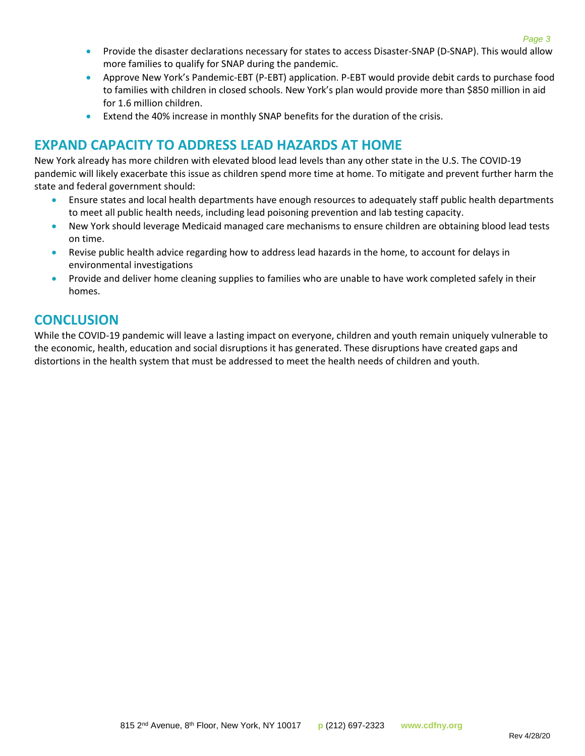- Provide the disaster declarations necessary for states to access Disaster-SNAP (D-SNAP). This would allow more families to qualify for SNAP during the pandemic.
- Approve New York's Pandemic-EBT (P-EBT) application. P-EBT would provide debit cards to purchase food to families with children in closed schools. New York's plan would provide more than $850 million in aid for 1.6 million children.
- Extend the 40% increase in monthly SNAP benefits for the duration of the crisis.

## EXPAND CAPACITY TO ADDRESS LEAD HAZARDS AT HOME

New York already has more children with elevated blood lead levels than any other state in the U.S. The COVID-19 pandemic will likely exacerbate this issue as children spend more time at home. To mitigate and prevent further harm the state and federal government should:

- Ensure states and local health departments have enough resources to adequately staff public health departments to meet all public health needs, including lead poisoning prevention and lab testing capacity.
- New York should leverage Medicaid managed care mechanisms to ensure children are obtaining blood lead tests on time.
- Revise public health advice regarding how to address lead hazards in the home, to account for delays in environmental investigations
- Provide and deliver home cleaning supplies to families who are unable to have work completed safely in their homes.

## CONCLUSION

While the COVID-19 pandemic will leave a lasting impact on everyone, children and youth remain uniquely vulnerable to the economic, health, education and social disruptions it has generated. These disruptions have created gaps and distortions in the health system that must be addressed to meet the health needs of children and youth.